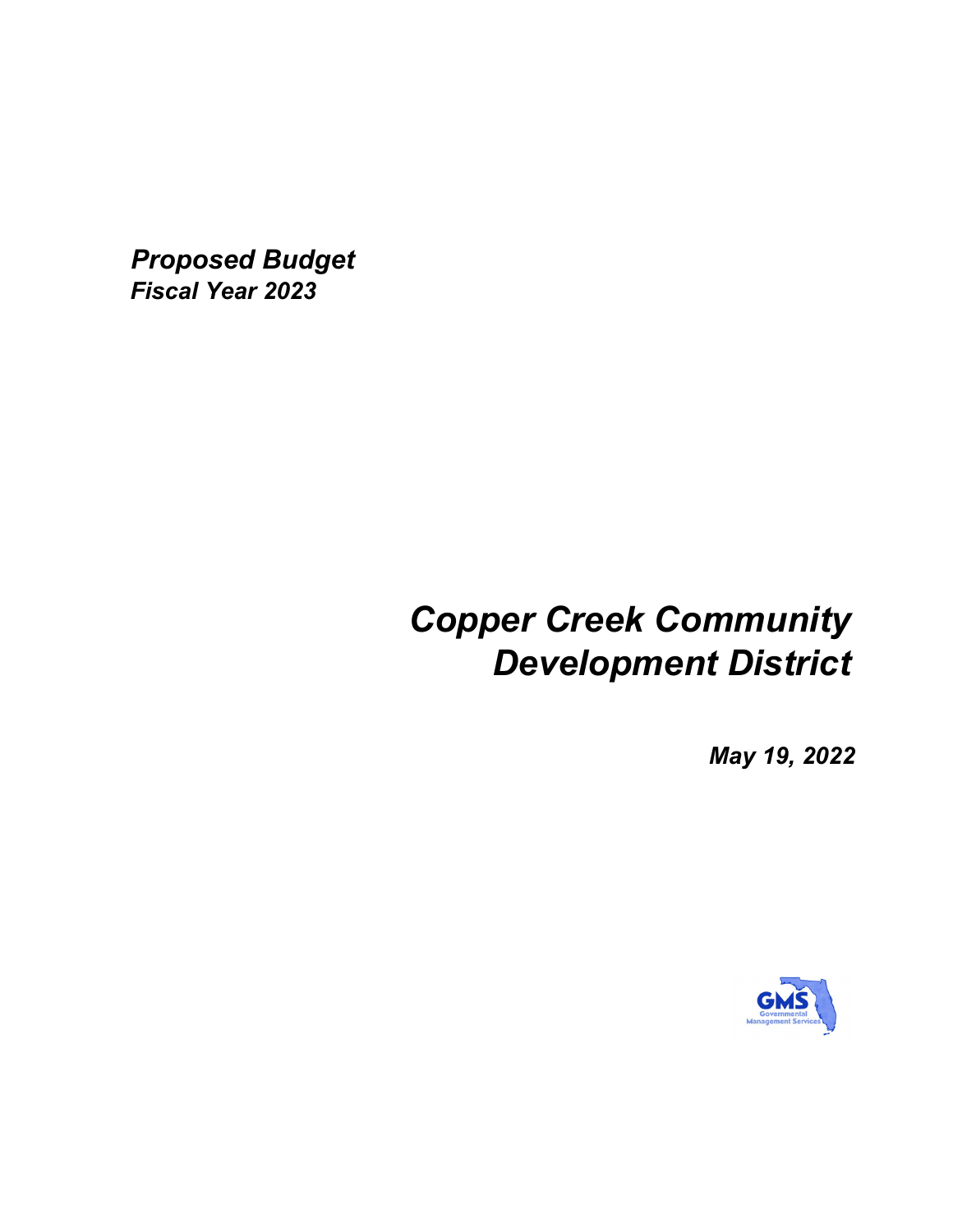***Proposed Budget***
***Fiscal Year 2023***

# *Copper Creek Community Development District*

***May 19, 2022***

GMS
Governmental
Management Services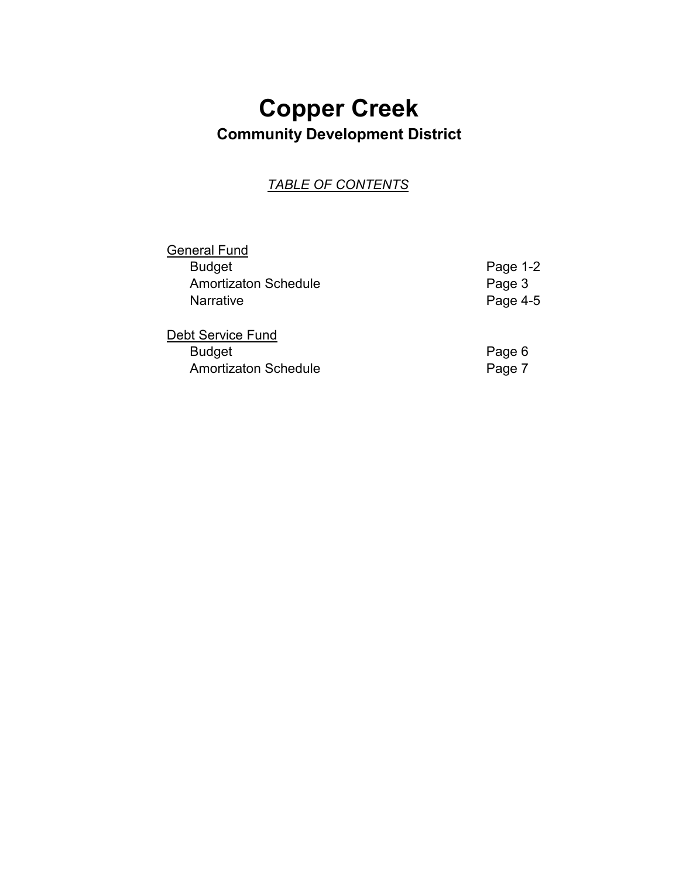# Copper Creek

## Community Development District

*TABLE OF CONTENTS*

| | |
|---|---|
| General Fund | |
| Budget | Page 1-2 |
| Amortizaton Schedule | Page 3 |
| Narrative | Page 4-5 |
| | |
| Debt Service Fund | |
| Budget | Page 6 |
| Amortizaton Schedule | Page 7 |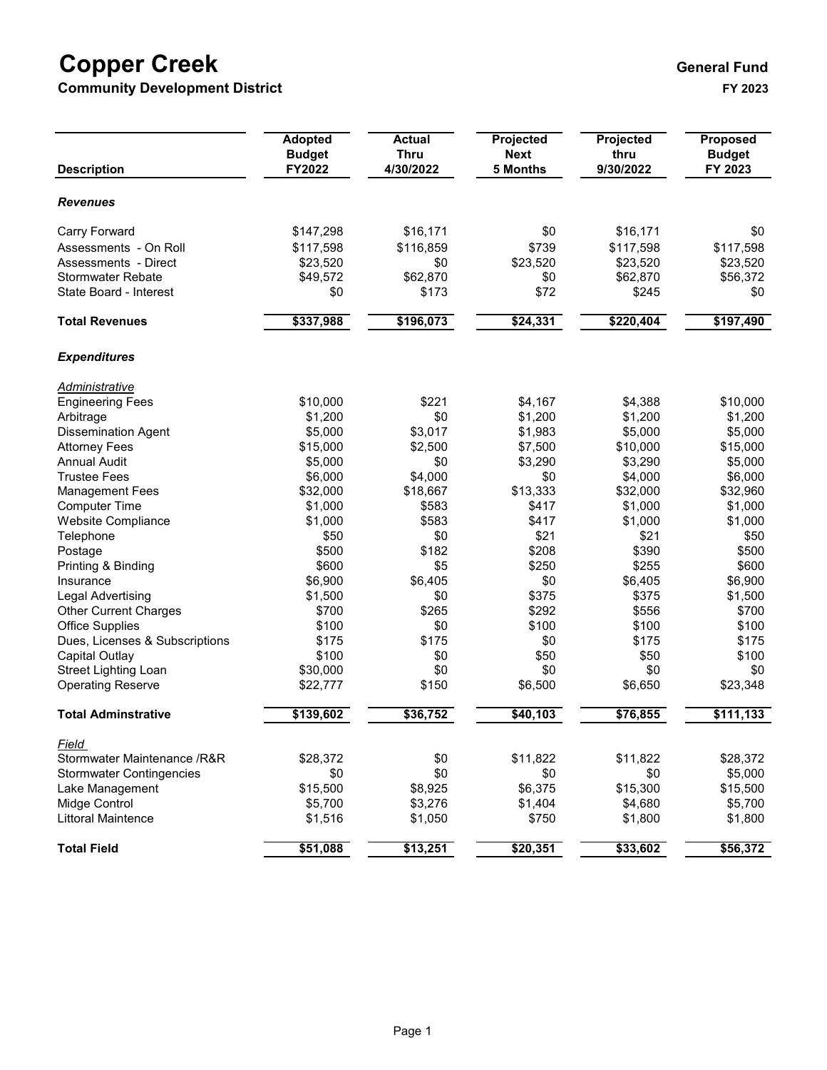# Copper Creek

**Community Development District**

**General Fund**

**FY 2023**

| Description | Adopted Budget FY2022 | Actual Thru 4/30/2022 | Projected Next 5 Months | Projected thru 9/30/2022 | Proposed Budget FY 2023 |
|---|---|---|---|---|---|
| ***Revenues*** | | | | | |
| Carry Forward | $147,298 | $16,171 | $0 | $16,171 | $0 |
| Assessments - On Roll | $117,598 | $116,859 | $739 | $117,598 | $117,598 |
| Assessments - Direct | $23,520 | $0 | $23,520 | $23,520 | $23,520 |
| Stormwater Rebate | $49,572 | $62,870 | $0 | $62,870 | $56,372 |
| State Board - Interest | $0 | $173 | $72 | $245 | $0 |
| **Total Revenues** | **$337,988** | **$196,073** | **$24,331** | **$220,404** | **$197,490** |
| ***Expenditures*** | | | | | |
| *Administrative* | | | | | |
| Engineering Fees | $10,000 | $221 | $4,167 | $4,388 | $10,000 |
| Arbitrage | $1,200 | $0 | $1,200 | $1,200 | $1,200 |
| Dissemination Agent | $5,000 | $3,017 | $1,983 | $5,000 | $5,000 |
| Attorney Fees | $15,000 | $2,500 | $7,500 | $10,000 | $15,000 |
| Annual Audit | $5,000 | $0 | $3,290 | $3,290 | $5,000 |
| Trustee Fees | $6,000 | $4,000 | $0 | $4,000 | $6,000 |
| Management Fees | $32,000 | $18,667 | $13,333 | $32,000 | $32,960 |
| Computer Time | $1,000 | $583 | $417 | $1,000 | $1,000 |
| Website Compliance | $1,000 | $583 | $417 | $1,000 | $1,000 |
| Telephone | $50 | $0 | $21 | $21 | $50 |
| Postage | $500 | $182 | $208 | $390 | $500 |
| Printing & Binding | $600 | $5 | $250 | $255 | $600 |
| Insurance | $6,900 | $6,405 | $0 | $6,405 | $6,900 |
| Legal Advertising | $1,500 | $0 | $375 | $375 | $1,500 |
| Other Current Charges | $700 | $265 | $292 | $556 | $700 |
| Office Supplies | $100 | $0 | $100 | $100 | $100 |
| Dues, Licenses & Subscriptions | $175 | $175 | $0 | $175 | $175 |
| Capital Outlay | $100 | $0 | $50 | $50 | $100 |
| Street Lighting Loan | $30,000 | $0 | $0 | $0 | $0 |
| Operating Reserve | $22,777 | $150 | $6,500 | $6,650 | $23,348 |
| **Total Adminstrative** | **$139,602** | **$36,752** | **$40,103** | **$76,855** | **$111,133** |
| *Field* | | | | | |
| Stormwater Maintenance /R&R | $28,372 | $0 | $11,822 | $11,822 | $28,372 |
| Stormwater Contingencies | $0 | $0 | $0 | $0 | $5,000 |
| Lake Management | $15,500 | $8,925 | $6,375 | $15,300 | $15,500 |
| Midge Control | $5,700 | $3,276 | $1,404 | $4,680 | $5,700 |
| Littoral Maintence | $1,516 | $1,050 | $750 | $1,800 | $1,800 |
| **Total Field** | **$51,088** | **$13,251** | **$20,351** | **$33,602** | **$56,372** |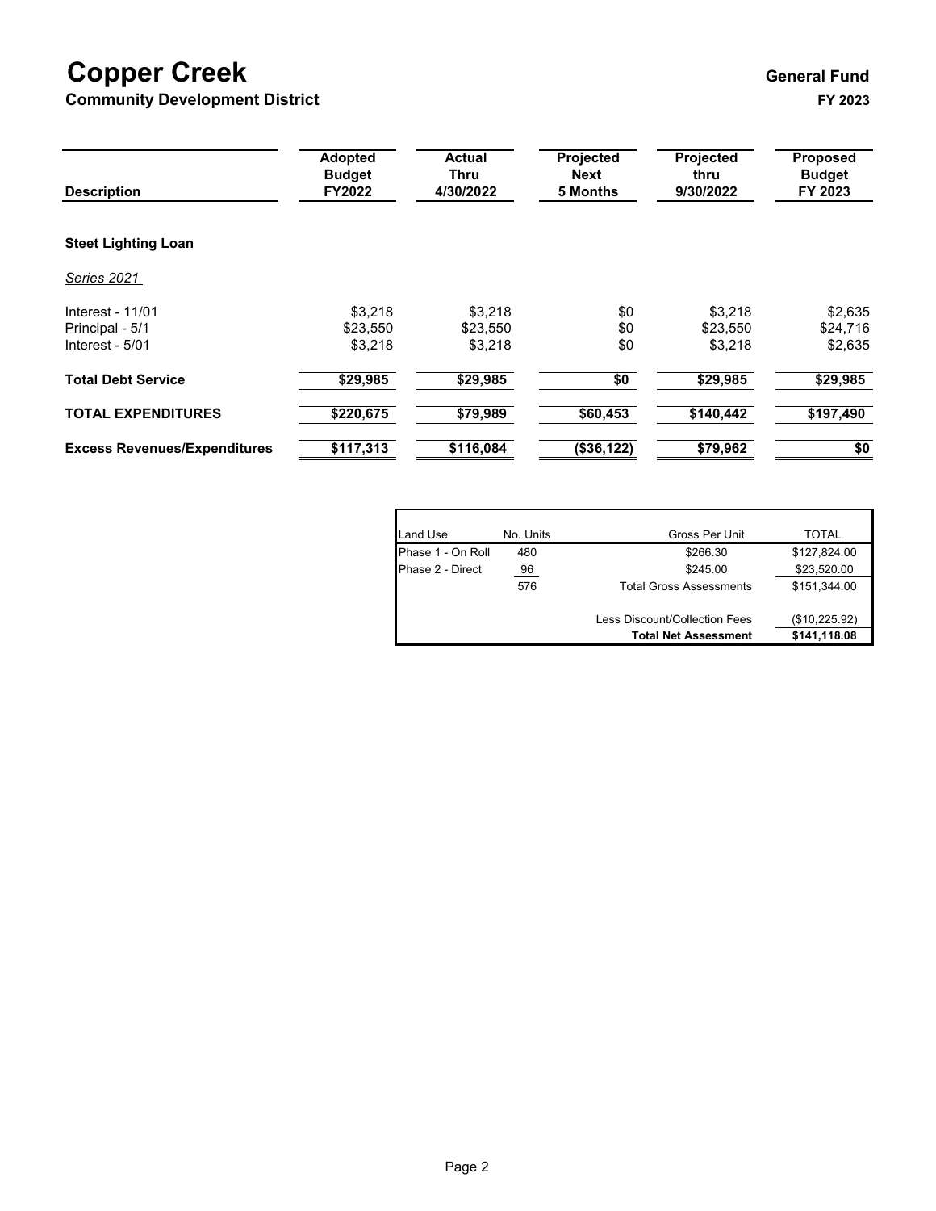# Copper Creek

## Community Development District

**General Fund**

**FY 2023**

| Description | Adopted Budget FY2022 | Actual Thru 4/30/2022 | Projected Next 5 Months | Projected thru 9/30/2022 | Proposed Budget FY 2023 |
|---|---|---|---|---|---|
| **Steet Lighting Loan** | | | | | |
| *Series 2021* | | | | | |
| Interest - 11/01 | $3,218 | $3,218 | $0 | $3,218 | $2,635 |
| Principal - 5/1 | $23,550 | $23,550 | $0 | $23,550 | $24,716 |
| Interest - 5/01 | $3,218 | $3,218 | $0 | $3,218 | $2,635 |
| **Total Debt Service** | **$29,985** | **$29,985** | **$0** | **$29,985** | **$29,985** |
| **TOTAL EXPENDITURES** | **$220,675** | **$79,989** | **$60,453** | **$140,442** | **$197,490** |
| **Excess Revenues/Expenditures** | **$117,313** | **$116,084** | **($36,122)** | **$79,962** | **$0** |

| Land Use | No. Units | Gross Per Unit | TOTAL |
|---|---|---|---|
| Phase 1 - On Roll | 480 | $266.30 | $127,824.00 |
| Phase 2 - Direct | 96 | $245.00 | $23,520.00 |
| | 576 | Total Gross Assessments | $151,344.00 |
| | | Less Discount/Collection Fees | ($10,225.92) |
| | | **Total Net Assessment** | **$141,118.08** |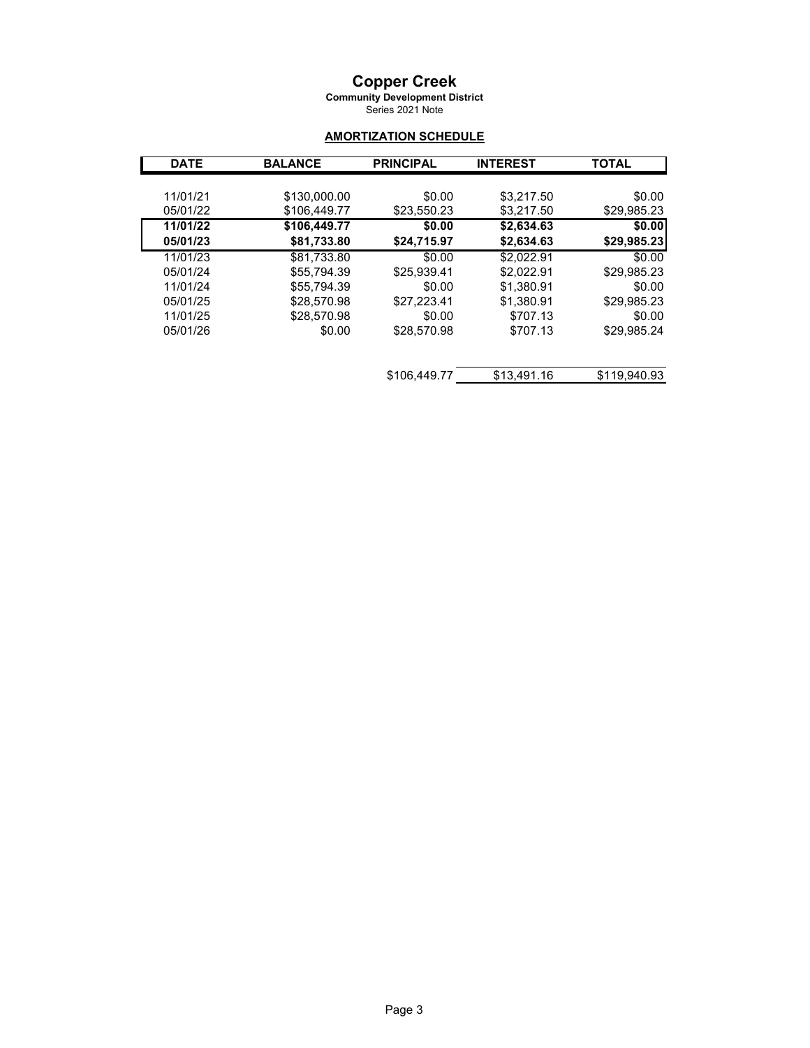# Copper Creek

**Community Development District**

Series 2021 Note

**AMORTIZATION SCHEDULE**

| DATE | BALANCE | PRINCIPAL | INTEREST | TOTAL |
|---|---|---|---|---|
| 11/01/21 | $130,000.00 | $0.00 | $3,217.50 | $0.00 |
| 05/01/22 | $106,449.77 | $23,550.23 | $3,217.50 | $29,985.23 |
| **11/01/22** | **$106,449.77** | **$0.00** | **$2,634.63** | **$0.00** |
| **05/01/23** | **$81,733.80** | **$24,715.97** | **$2,634.63** | **$29,985.23** |
| 11/01/23 | $81,733.80 | $0.00 | $2,022.91 | $0.00 |
| 05/01/24 | $55,794.39 | $25,939.41 | $2,022.91 | $29,985.23 |
| 11/01/24 | $55,794.39 | $0.00 | $1,380.91 | $0.00 |
| 05/01/25 | $28,570.98 | $27,223.41 | $1,380.91 | $29,985.23 |
| 11/01/25 | $28,570.98 | $0.00 | $707.13 | $0.00 |
| 05/01/26 | $0.00 | $28,570.98 | $707.13 | $29,985.24 |
| | | $106,449.77 | $13,491.16 | $119,940.93 |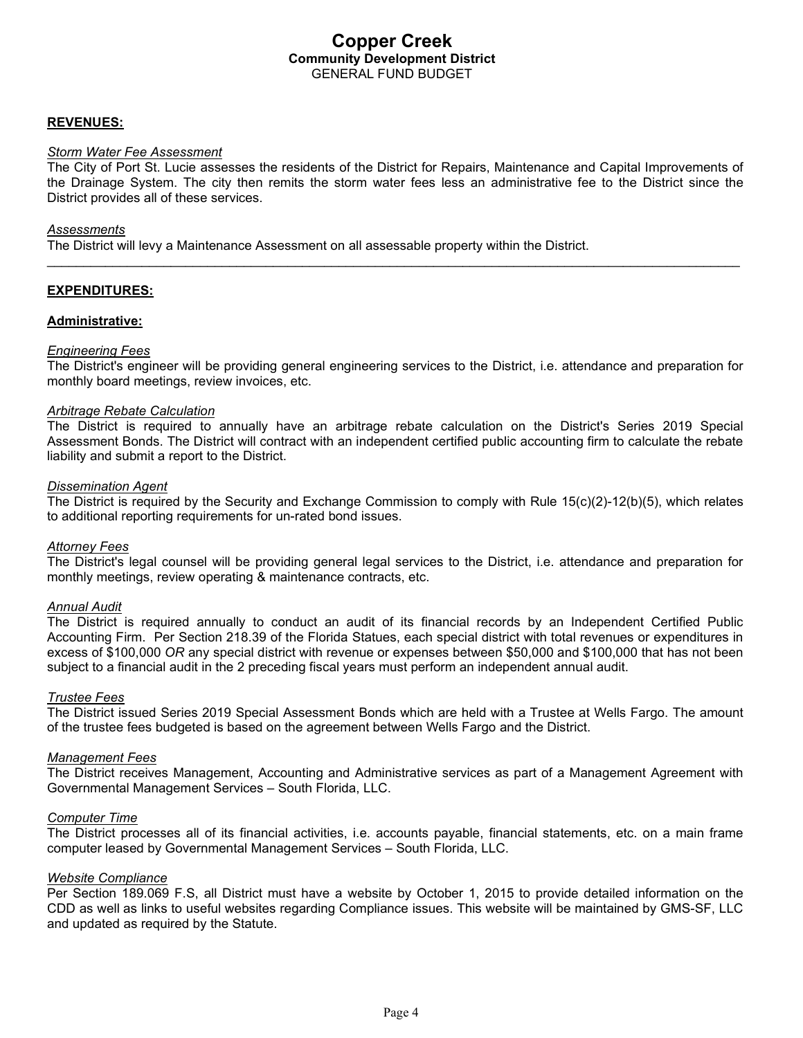# Copper Creek

## Community Development District

GENERAL FUND BUDGET

**REVENUES:**

*Storm Water Fee Assessment*

The City of Port St. Lucie assesses the residents of the District for Repairs, Maintenance and Capital Improvements of the Drainage System. The city then remits the storm water fees less an administrative fee to the District since the District provides all of these services.

*Assessments*

The District will levy a Maintenance Assessment on all assessable property within the District.

---

**EXPENDITURES:**

**Administrative:**

*Engineering Fees*

The District's engineer will be providing general engineering services to the District, i.e. attendance and preparation for monthly board meetings, review invoices, etc.

*Arbitrage Rebate Calculation*

The District is required to annually have an arbitrage rebate calculation on the District's Series 2019 Special Assessment Bonds. The District will contract with an independent certified public accounting firm to calculate the rebate liability and submit a report to the District.

*Dissemination Agent*

The District is required by the Security and Exchange Commission to comply with Rule 15(c)(2)-12(b)(5), which relates to additional reporting requirements for un-rated bond issues.

*Attorney Fees*

The District's legal counsel will be providing general legal services to the District, i.e. attendance and preparation for monthly meetings, review operating & maintenance contracts, etc.

*Annual Audit*

The District is required annually to conduct an audit of its financial records by an Independent Certified Public Accounting Firm. Per Section 218.39 of the Florida Statues, each special district with total revenues or expenditures in excess of $100,000 *OR* any special district with revenue or expenses between $50,000 and $100,000 that has not been subject to a financial audit in the 2 preceding fiscal years must perform an independent annual audit.

*Trustee Fees*

The District issued Series 2019 Special Assessment Bonds which are held with a Trustee at Wells Fargo. The amount of the trustee fees budgeted is based on the agreement between Wells Fargo and the District.

*Management Fees*

The District receives Management, Accounting and Administrative services as part of a Management Agreement with Governmental Management Services – South Florida, LLC.

*Computer Time*

The District processes all of its financial activities, i.e. accounts payable, financial statements, etc. on a main frame computer leased by Governmental Management Services – South Florida, LLC.

*Website Compliance*

Per Section 189.069 F.S, all District must have a website by October 1, 2015 to provide detailed information on the CDD as well as links to useful websites regarding Compliance issues. This website will be maintained by GMS-SF, LLC and updated as required by the Statute.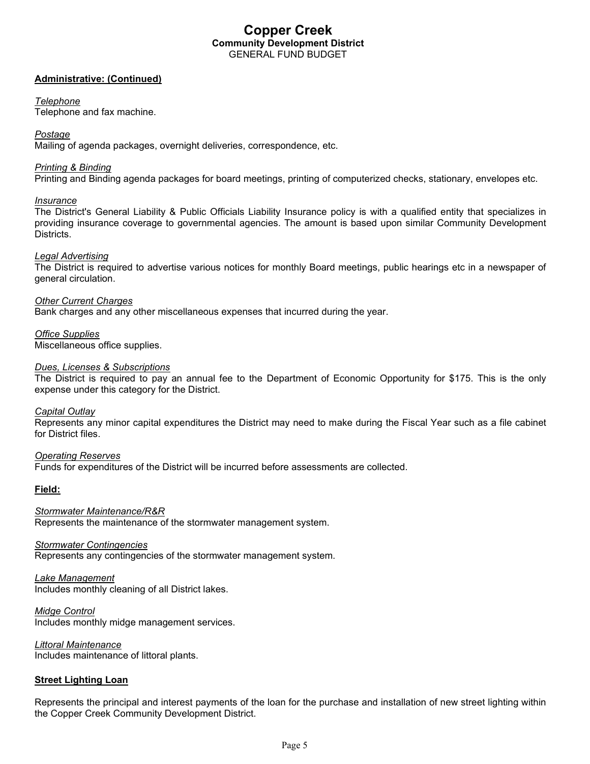# Copper Creek
## Community Development District
GENERAL FUND BUDGET

**Administrative: (Continued)**

*Telephone*
Telephone and fax machine.

*Postage*
Mailing of agenda packages, overnight deliveries, correspondence, etc.

*Printing & Binding*
Printing and Binding agenda packages for board meetings, printing of computerized checks, stationary, envelopes etc.

*Insurance*
The District's General Liability & Public Officials Liability Insurance policy is with a qualified entity that specializes in providing insurance coverage to governmental agencies. The amount is based upon similar Community Development Districts.

*Legal Advertising*
The District is required to advertise various notices for monthly Board meetings, public hearings etc in a newspaper of general circulation.

*Other Current Charges*
Bank charges and any other miscellaneous expenses that incurred during the year.

*Office Supplies*
Miscellaneous office supplies.

*Dues, Licenses & Subscriptions*
The District is required to pay an annual fee to the Department of Economic Opportunity for $175. This is the only expense under this category for the District.

*Capital Outlay*
Represents any minor capital expenditures the District may need to make during the Fiscal Year such as a file cabinet for District files.

*Operating Reserves*
Funds for expenditures of the District will be incurred before assessments are collected.

**Field:**

*Stormwater Maintenance/R&R*
Represents the maintenance of the stormwater management system.

*Stormwater Contingencies*
Represents any contingencies of the stormwater management system.

*Lake Management*
Includes monthly cleaning of all District lakes.

*Midge Control*
Includes monthly midge management services.

*Littoral Maintenance*
Includes maintenance of littoral plants.

**Street Lighting Loan**

Represents the principal and interest payments of the loan for the purchase and installation of new street lighting within the Copper Creek Community Development District.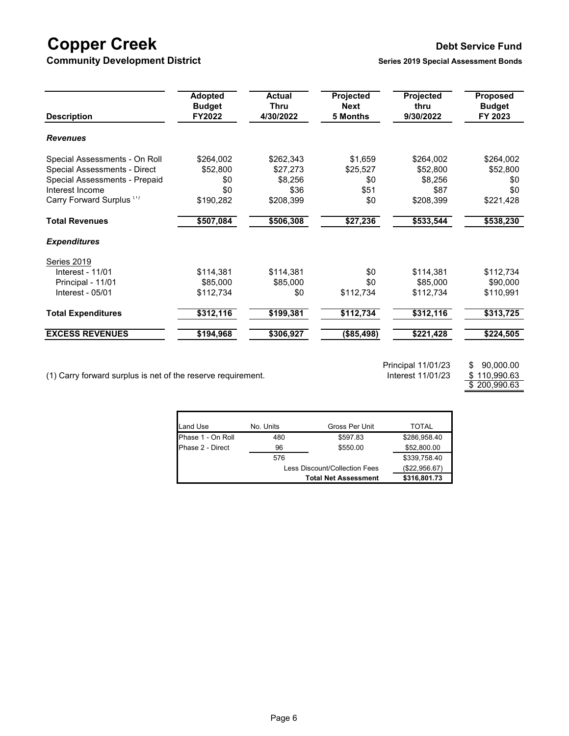# Copper Creek

**Community Development District**

**Debt Service Fund**

**Series 2019 Special Assessment Bonds**

| Description | Adopted Budget FY2022 | Actual Thru 4/30/2022 | Projected Next 5 Months | Projected thru 9/30/2022 | Proposed Budget FY 2023 |
|---|---|---|---|---|---|
| ***Revenues*** | | | | | |
| Special Assessments - On Roll | $264,002 | $262,343 | $1,659 | $264,002 | $264,002 |
| Special Assessments - Direct | $52,800 | $27,273 | $25,527 | $52,800 | $52,800 |
| Special Assessments - Prepaid | $0 | $8,256 | $0 | $8,256 | $0 |
| Interest Income | $0 | $36 | $51 | $87 | $0 |
| Carry Forward Surplus (1) | $190,282 | $208,399 | $0 | $208,399 | $221,428 |
| **Total Revenues** | **$507,084** | **$506,308** | **$27,236** | **$533,544** | **$538,230** |
| ***Expenditures*** | | | | | |
| Series 2019 | | | | | |
| Interest - 11/01 | $114,381 | $114,381 | $0 | $114,381 | $112,734 |
| Principal - 11/01 | $85,000 | $85,000 | $0 | $85,000 | $90,000 |
| Interest - 05/01 | $112,734 | $0 | $112,734 | $112,734 | $110,991 |
| **Total Expenditures** | **$312,116** | **$199,381** | **$112,734** | **$312,116** | **$313,725** |
| **EXCESS REVENUES** | **$194,968** | **$306,927** | **($85,498)** | **$221,428** | **$224,505** |

(1) Carry forward surplus is net of the reserve requirement.

| | |
|---|---|
| Principal 11/01/23 | $ 90,000.00 |
| Interest 11/01/23 | $ 110,990.63 |
| | $ 200,990.63 |

| Land Use | No. Units | Gross Per Unit | TOTAL |
|---|---|---|---|
| Phase 1 - On Roll | 480 | $597.83 | $286,958.40 |
| Phase 2 - Direct | 96 | $550.00 | $52,800.00 |
| | 576 | | $339,758.40 |
| | | Less Discount/Collection Fees | ($22,956.67) |
| | | **Total Net Assessment** | **$316,801.73** |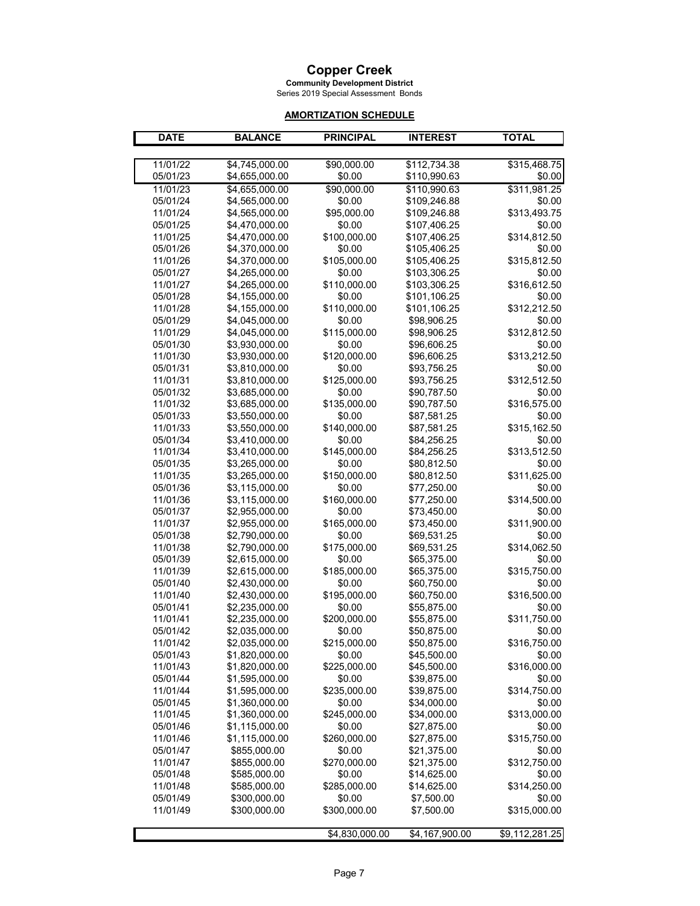# Copper Creek

**Community Development District**

Series 2019 Special Assessment Bonds

**AMORTIZATION SCHEDULE**

| DATE | BALANCE | PRINCIPAL | INTEREST | TOTAL |
|---|---|---|---|---|
| 11/01/22 | $4,745,000.00 | $90,000.00 | $112,734.38 | $315,468.75 |
| 05/01/23 | $4,655,000.00 | $0.00 | $110,990.63 | $0.00 |
| 11/01/23 | $4,655,000.00 | $90,000.00 | $110,990.63 | $311,981.25 |
| 05/01/24 | $4,565,000.00 | $0.00 | $109,246.88 | $0.00 |
| 11/01/24 | $4,565,000.00 | $95,000.00 | $109,246.88 | $313,493.75 |
| 05/01/25 | $4,470,000.00 | $0.00 | $107,406.25 | $0.00 |
| 11/01/25 | $4,470,000.00 | $100,000.00 | $107,406.25 | $314,812.50 |
| 05/01/26 | $4,370,000.00 | $0.00 | $105,406.25 | $0.00 |
| 11/01/26 | $4,370,000.00 | $105,000.00 | $105,406.25 | $315,812.50 |
| 05/01/27 | $4,265,000.00 | $0.00 | $103,306.25 | $0.00 |
| 11/01/27 | $4,265,000.00 | $110,000.00 | $103,306.25 | $316,612.50 |
| 05/01/28 | $4,155,000.00 | $0.00 | $101,106.25 | $0.00 |
| 11/01/28 | $4,155,000.00 | $110,000.00 | $101,106.25 | $312,212.50 |
| 05/01/29 | $4,045,000.00 | $0.00 | $98,906.25 | $0.00 |
| 11/01/29 | $4,045,000.00 | $115,000.00 | $98,906.25 | $312,812.50 |
| 05/01/30 | $3,930,000.00 | $0.00 | $96,606.25 | $0.00 |
| 11/01/30 | $3,930,000.00 | $120,000.00 | $96,606.25 | $313,212.50 |
| 05/01/31 | $3,810,000.00 | $0.00 | $93,756.25 | $0.00 |
| 11/01/31 | $3,810,000.00 | $125,000.00 | $93,756.25 | $312,512.50 |
| 05/01/32 | $3,685,000.00 | $0.00 | $90,787.50 | $0.00 |
| 11/01/32 | $3,685,000.00 | $135,000.00 | $90,787.50 | $316,575.00 |
| 05/01/33 | $3,550,000.00 | $0.00 | $87,581.25 | $0.00 |
| 11/01/33 | $3,550,000.00 | $140,000.00 | $87,581.25 | $315,162.50 |
| 05/01/34 | $3,410,000.00 | $0.00 | $84,256.25 | $0.00 |
| 11/01/34 | $3,410,000.00 | $145,000.00 | $84,256.25 | $313,512.50 |
| 05/01/35 | $3,265,000.00 | $0.00 | $80,812.50 | $0.00 |
| 11/01/35 | $3,265,000.00 | $150,000.00 | $80,812.50 | $311,625.00 |
| 05/01/36 | $3,115,000.00 | $0.00 | $77,250.00 | $0.00 |
| 11/01/36 | $3,115,000.00 | $160,000.00 | $77,250.00 | $314,500.00 |
| 05/01/37 | $2,955,000.00 | $0.00 | $73,450.00 | $0.00 |
| 11/01/37 | $2,955,000.00 | $165,000.00 | $73,450.00 | $311,900.00 |
| 05/01/38 | $2,790,000.00 | $0.00 | $69,531.25 | $0.00 |
| 11/01/38 | $2,790,000.00 | $175,000.00 | $69,531.25 | $314,062.50 |
| 05/01/39 | $2,615,000.00 | $0.00 | $65,375.00 | $0.00 |
| 11/01/39 | $2,615,000.00 | $185,000.00 | $65,375.00 | $315,750.00 |
| 05/01/40 | $2,430,000.00 | $0.00 | $60,750.00 | $0.00 |
| 11/01/40 | $2,430,000.00 | $195,000.00 | $60,750.00 | $316,500.00 |
| 05/01/41 | $2,235,000.00 | $0.00 | $55,875.00 | $0.00 |
| 11/01/41 | $2,235,000.00 | $200,000.00 | $55,875.00 | $311,750.00 |
| 05/01/42 | $2,035,000.00 | $0.00 | $50,875.00 | $0.00 |
| 11/01/42 | $2,035,000.00 | $215,000.00 | $50,875.00 | $316,750.00 |
| 05/01/43 | $1,820,000.00 | $0.00 | $45,500.00 | $0.00 |
| 11/01/43 | $1,820,000.00 | $225,000.00 | $45,500.00 | $316,000.00 |
| 05/01/44 | $1,595,000.00 | $0.00 | $39,875.00 | $0.00 |
| 11/01/44 | $1,595,000.00 | $235,000.00 | $39,875.00 | $314,750.00 |
| 05/01/45 | $1,360,000.00 | $0.00 | $34,000.00 | $0.00 |
| 11/01/45 | $1,360,000.00 | $245,000.00 | $34,000.00 | $313,000.00 |
| 05/01/46 | $1,115,000.00 | $0.00 | $27,875.00 | $0.00 |
| 11/01/46 | $1,115,000.00 | $260,000.00 | $27,875.00 | $315,750.00 |
| 05/01/47 | $855,000.00 | $0.00 | $21,375.00 | $0.00 |
| 11/01/47 | $855,000.00 | $270,000.00 | $21,375.00 | $312,750.00 |
| 05/01/48 | $585,000.00 | $0.00 | $14,625.00 | $0.00 |
| 11/01/48 | $585,000.00 | $285,000.00 | $14,625.00 | $314,250.00 |
| 05/01/49 | $300,000.00 | $0.00 | $7,500.00 | $0.00 |
| 11/01/49 | $300,000.00 | $300,000.00 | $7,500.00 | $315,000.00 |
| | | $4,830,000.00 | $4,167,900.00 | $9,112,281.25 |